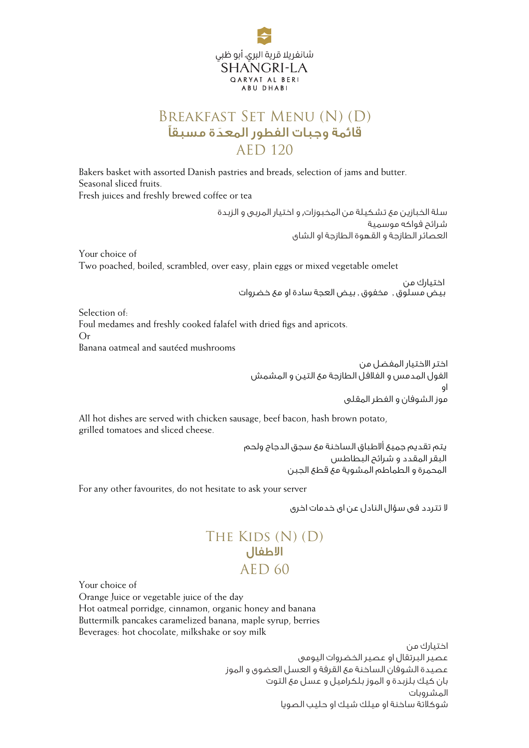شانغريلا قرية البري، أبو ظبي
SHANGRI-LA
QARYAT AL BERI
ABU DHABI

# Breakfast Set Menu (N) (D)
# قائمة وجبات الفطور المعدَة مسبقاً
# AED 120

Bakers basket with assorted Danish pastries and breads, selection of jams and butter.
Seasonal sliced fruits.
Fresh juices and freshly brewed coffee or tea

سلة الخبازين مع تشكيلة من المخبوزات, و اختيار المربى و الزبدة
شرائح فواكه موسمية
العصائر الطازجة و القهوة الطازجة او الشاي

Your choice of
Two poached, boiled, scrambled, over easy, plain eggs or mixed vegetable omelet

اختيارك من
بيض مسلوق , مخفوق , بيض العجة سادة او مع خضروات

Selection of:
Foul medames and freshly cooked falafel with dried figs and apricots.
Or
Banana oatmeal and sautéed mushrooms

اختر الاختيار المفضل من
الفول المدمس و الفلافل الطازجة مع التين و المشمش
او
موز الشوفان و الفطر المقلى

All hot dishes are served with chicken sausage, beef bacon, hash brown potato, grilled tomatoes and sliced cheese.

يتم تقديم جميع ألاطباق الساخنة مع سجق الدجاج ولحم البقر المقدد و شرائح البطاطس المحمرة و الطماطم المشوية مع قطع الجبن

For any other favourites, do not hesitate to ask your server

لا تتردد فى سؤال النادل عن اى خدمات اخرى

# The Kids (N) (D)
# الاطفال
# AED 60

Your choice of
Orange Juice or vegetable juice of the day
Hot oatmeal porridge, cinnamon, organic honey and banana
Buttermilk pancakes caramelized banana, maple syrup, berries
Beverages: hot chocolate, milkshake or soy milk

اختيارك من
عصير البرتقال او عصير الخضروات اليومى
عصيدة الشوفان الساخنة مع القرفة و العسل العضوى و الموز
بان كيك بلزبدة و الموز بلكراميل و عسل مع التوت
المشروبات
شوكلاتة ساخنة او ميلك شيك او حليب الصويا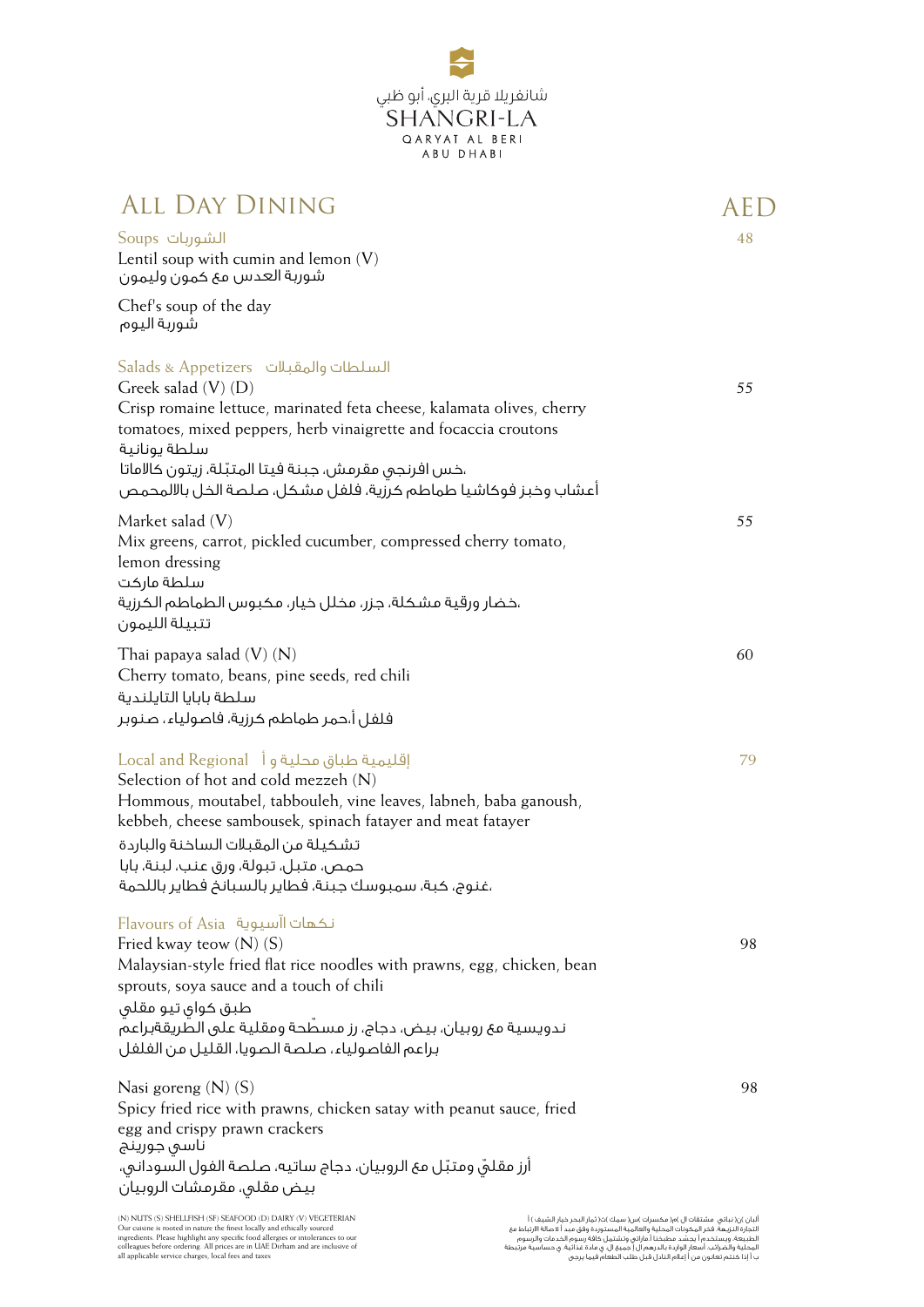شانغريلا قرية البري، أبو ظبي
SHANGRI-LA
QARYAT AL BERI
ABU DHABI

# All Day Dining

AED

## Soups الشوربات

48

Lentil soup with cumin and lemon (V)
شوربة العدس مع كمون وليمون

Chef's soup of the day
شوربة اليوم

## Salads & Appetizers السلطات والمقبلات

Greek salad (V) (D) — 55
Crisp romaine lettuce, marinated feta cheese, kalamata olives, cherry tomatoes, mixed peppers, herb vinaigrette and focaccia croutons
سلطة يونانية
،خس افرنجي مقرمش، جبنة فيتا المتبّلة، زيتون كالاماتا
أعشاب وخبز فوكاشيا طماطم كرزية، فلفل مشكل، صلصة الخل باالمحمص

Market salad (V) — 55
Mix greens, carrot, pickled cucumber, compressed cherry tomato, lemon dressing
سلطة ماركت
،خضار ورقية مشكلة، جزر، مخلل خيار، مكبوس الطماطم الكرزية
تتبيلة الليمون

Thai papaya salad (V) (N) — 60
Cherry tomato, beans, pine seeds, red chili
سلطة بابايا التايلندية
فلفل أ،حمر طماطم كرزية، فاصولياء، صنوبر

## Local and Regional إقليمية طباق محلية و أ

79

Selection of hot and cold mezzeh (N)
Hommous, moutabel, tabbouleh, vine leaves, labneh, baba ganoush, kebbeh, cheese sambousek, spinach fatayer and meat fatayer
تشكيلة من المقبلات الساخنة والباردة
حمص، متبل، تبولة، ورق عنب، لبنة، بابا
،غنوج، كبة، سمبوسك جبنة، فطاير بالسبانخ فطاير باللحمة

## Flavours of Asia نكهات آسيوية

Fried kway teow (N) (S) — 98
Malaysian-style fried flat rice noodles with prawns, egg, chicken, bean sprouts, soya sauce and a touch of chili
طبق كواي تيو مقلي
ندويسية مع روبيان، بيض، دجاج، رز مسطّحة ومقلية على الطريقةبراعم
براعم الفاصولياء، صلصة الصويا، القليل من الفلفل

Nasi goreng (N) (S) — 98
Spicy fried rice with prawns, chicken satay with peanut sauce, fried egg and crispy prawn crackers
ناسي جورينج
أرز مقليّ ومتبّل مع الروبيان، دجاج ساتيه، صلصة الفول السوداني،
بيض مقلي، مقرمشات الروبيان

(N) NUTS (S) SHELLFISH (SF) SEAFOOD (D) DAIRY (V) VEGETERIAN
Our cuisine is rooted in nature the finest locally and ethically sourced ingredients. Please highlight any specific food allergies or intolerances to our colleagues before ordering. All prices are in UAE Dirham and are inclusive of all applicable service charges, local fees and taxes

ألبان )ن( نباتي مشتقات ال )م( مكسرات )س( سمك )ك( ثمار البحر خيار الشيف ) (
التجارة النزيهة. فخر المكونات المحلية والعالمية المستوردة وفق مبد أ لا صالة الارتباط مع
الطبيعة، ويستخدم أ بحسد مطبخنا أ ماراتي وتشمل كافة رسوم الخدمات والرسوم
المحلية والضرائب. أسعار الواردة بالدرهم ال أ جميع ال ي مادة غذائية ي حساسية مرتبطة
ب أ إذا كنتم تعانون من أ إعلام النادل قبل طلب الطعام فيما يرجى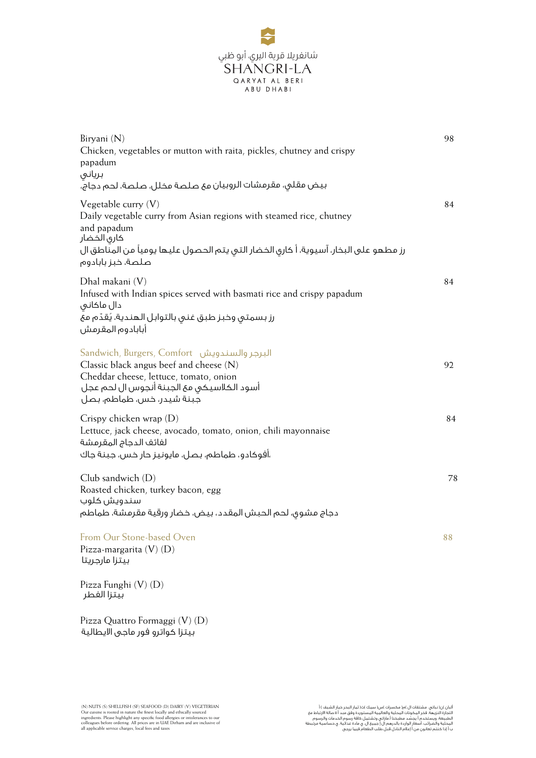شانغريلا قرية البري، أبو ظبي
SHANGRI-LA
QARYAT AL BERI
ABU DHABI

Biryani (N) — 98
Chicken, vegetables or mutton with raita, pickles, chutney and crispy papadum
برياني
بيض مقلي، مقرمشات الروبيان مع صلصة مخلل، صلصة، لحم دجاج،

Vegetable curry (V) — 84
Daily vegetable curry from Asian regions with steamed rice, chutney and papadum
كاري الخضار
رز مطهو على البخار، آسيوية، أ كاري الخضار التي يتم الحصول عليها يومياً من المناطق ال
صلصة، خبز بابادوم

Dhal makani (V) — 84
Infused with Indian spices served with basmati rice and crispy papadum
دال ماكاني
رز بسمتي وخبز طبق غني بالتوابل الهندية، يُقدّم مع
أبابادوم المقرمش

## Sandwich, Burgers, Comfort البرجر والسندويش

Classic black angus beef and cheese (N) — 92
Cheddar cheese, lettuce, tomato, onion
أسود الكلاسيكي مع الجبنة أنجوس ال لحم عجل
جبنة شيدر، خس، طماطم، بصل

Crispy chicken wrap (D) — 84
Lettuce, jack cheese, avocado, tomato, onion, chili mayonnaise
لفائف الدجاج المقرمشة
،أفوكادو، طماطم، بصل، مايونيز حار خس، جبنة جاك

Club sandwich (D) — 78
Roasted chicken, turkey bacon, egg
سندويش كلوب
دجاج مشوي، لحم الحبش المقدد، بيض، خضار ورقية مقرمشة، طماطم

## From Our Stone-based Oven — 88

Pizza-margarita (V) (D)
بيتزا مارجريتا

Pizza Funghi (V) (D)
بيتزا الفطر

Pizza Quattro Formaggi (V) (D)
بيتزا كواترو فور ماجى الايطالية

(N) NUTS (S) SHELLFISH (SF) SEAFOOD (D) DAIRY (V) VEGETERIAN
Our cuisine is rooted in nature the finest locally and ethically sourced ingredients. Please highlight any specific food allergies or intolerances to our colleagues before ordering. All prices are in UAE Dirham and are inclusive of all applicable service charges, local fees and taxes

أ نباتي )ن( مشتقات ال )م( مكسرات )س( سمك )ث( ثمار البحر خيار الشيف ) أ
التجارة النزيهة. فخر المكونات المحلية والعالمية المستوردة وفق مبد أ ا صالة الارتباط مع
الطبيعة، ويستخدم أ يجسّد مطبخنا أ ماراتي وتشتمل كافة رسوم الخدمات والرسوم
المحلية والضرائب. أسعار الواردة بالدرهم ال أ جميع ال ي مادة غذائية. ي حساسية مرتبطة
ب أ إذا كنتم تعانون من أ إعلام النادل قبل طلب الطعام فيما يرجى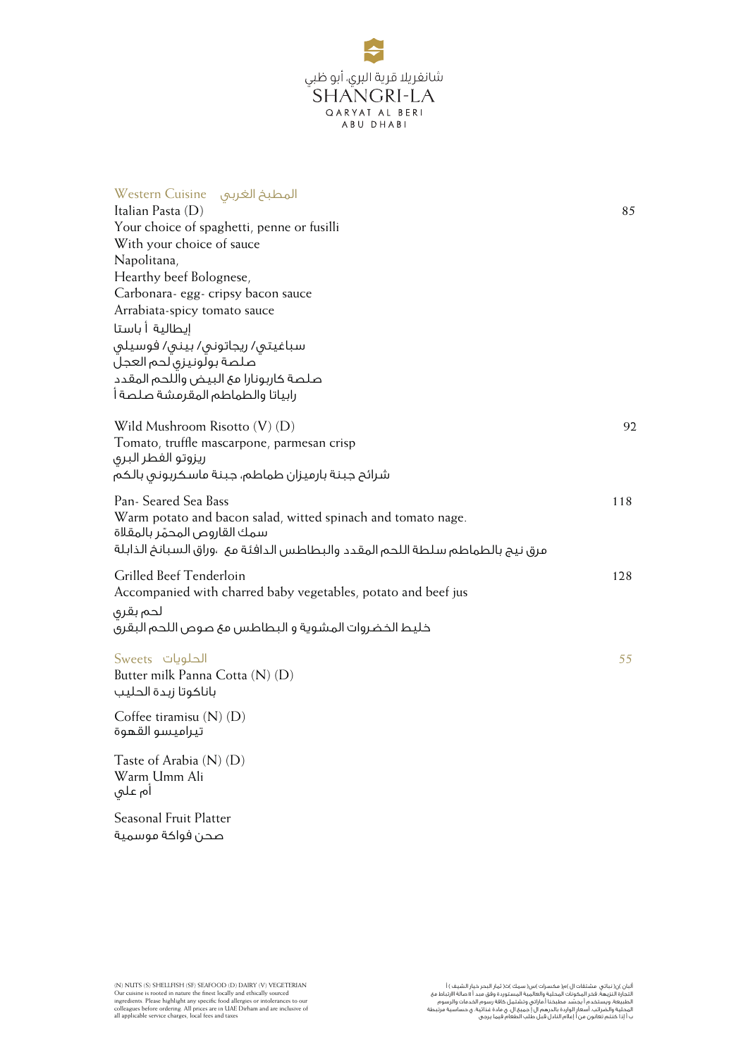شانغريلا قرية البري، أبو ظبي
SHANGRI-LA
QARYAT AL BERI
ABU DHABI

## Western Cuisine المطبخ الغربي

**Italian Pasta (D)** 85

Your choice of spaghetti, penne or fusilli
With your choice of sauce
Napolitana,
Hearthy beef Bolognese,
Carbonara- egg- cripsy bacon sauce
Arrabiata-spicy tomato sauce

إيطالية أ باستا
سباغيتي/ ريجاتوني/ بيني/ فوسيلي
صلصة بولونيزي لحم العجل
صلصة كاربونارا مع البيض واللحم المقدد
رابياتا والطماطم المقرمشة صلصة أ

**Wild Mushroom Risotto (V) (D)** 92

Tomato, truffle mascarpone, parmesan crisp

ريزوتو الفطر البري
شرائح جبنة بارميزان طماطم، جبنة ماسكربوني بالكم

**Pan- Seared Sea Bass** 118

Warm potato and bacon salad, witted spinach and tomato nage.

سمك القاروص المحمّر بالمقلاة
مرق نيج بالطماطم سلطة اللحم المقدد والبطاطس الدافئة مع ،وراق السبانخ الذابلة

**Grilled Beef Tenderloin** 128

Accompanied with charred baby vegetables, potato and beef jus

لحم بقري
خليط الخضروات المشوية و البطاطس مع صوص اللحم البقري

## Sweets الحلويات 55

Butter milk Panna Cotta (N) (D)
باناكوتا زبدة الحليب

Coffee tiramisu (N) (D)
تيراميسو القهوة

Taste of Arabia (N) (D)
Warm Umm Ali
أم علي

Seasonal Fruit Platter
صحن فواكة موسمية

(N) NUTS (S) SHELLFISH (SF) SEAFOOD (D) DAIRY (V) VEGETERIAN
Our cuisine is rooted in nature the finest locally and ethically sourced ingredients. Please highlight any specific food allergies or intolerances to our colleagues before ordering. All prices are in UAE Dirham and are inclusive of all applicable service charges, local fees and taxes

ألبان )د( نباتي مشتقات ال )م( مكسرات )س( سمك )ح( ثمار البحر خيار الشيف ) (
التجارة النزيهة. فخر المكونات المحلية والعالمية المستوردة وفق مبد أ الأصالة الارتباط مع الطبيعة. ويستخدم أ يجسد مطبخنا أ ماراتي وتشمل كافة رسوم الخدمات والرسوم المحلية والضرائب. أسعار الواردة بالدرهم ال إ جميع ال ي مادة غذائية. ي حساسية مرتبطة ب أ إذا كنتم تعانون من أ إعلام النادل قبل طلب الطعام فيما يرجى